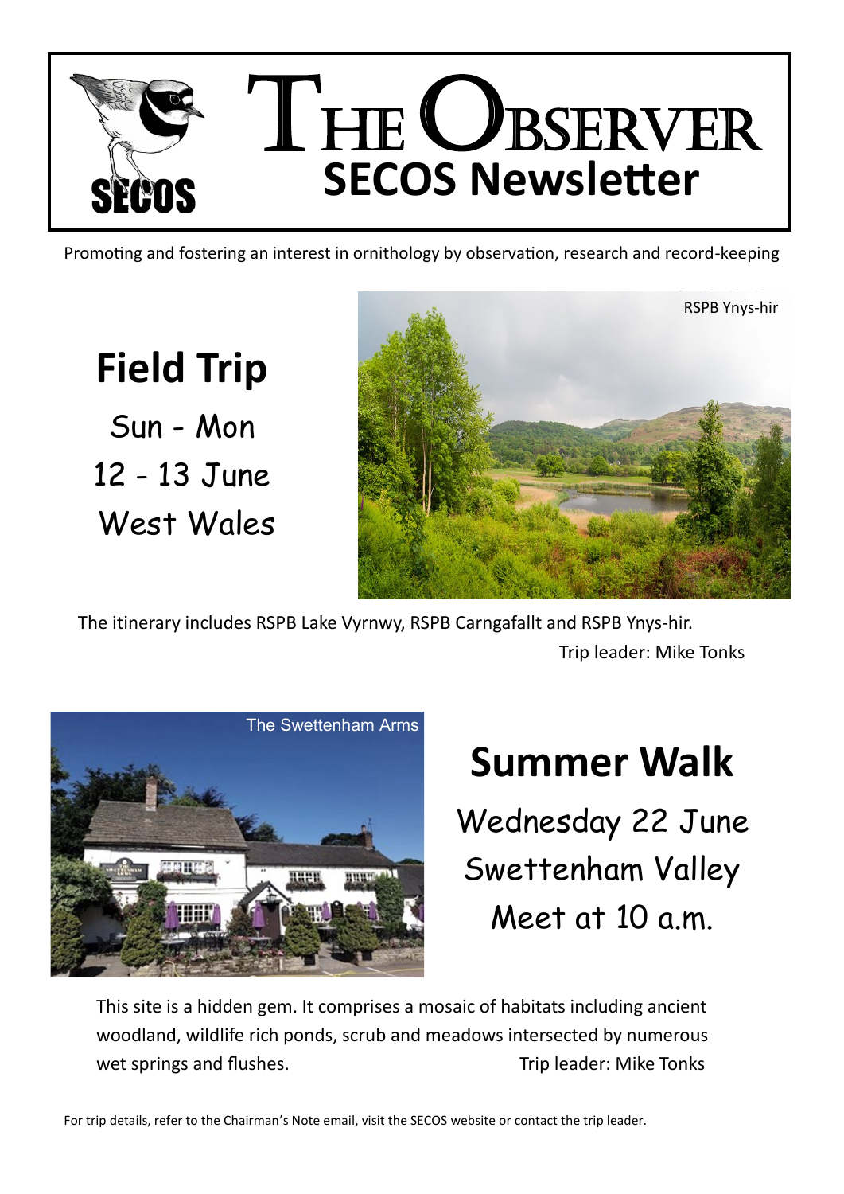# The Observer

## SECOS Newsletter

Promoting and fostering an interest in ornithology by observation, research and record-keeping

## Field Trip

Sun - Mon

12 - 13 June

West Wales

RSPB Ynys-hir

The itinerary includes RSPB Lake Vyrnwy, RSPB Carngafallt and RSPB Ynys-hir.

Trip leader: Mike Tonks

The Swettenham Arms

## Summer Walk

Wednesday 22 June

Swettenham Valley

Meet at 10 a.m.

This site is a hidden gem. It comprises a mosaic of habitats including ancient woodland, wildlife rich ponds, scrub and meadows intersected by numerous wet springs and flushes.

Trip leader: Mike Tonks

For trip details, refer to the Chairman's Note email, visit the SECOS website or contact the trip leader.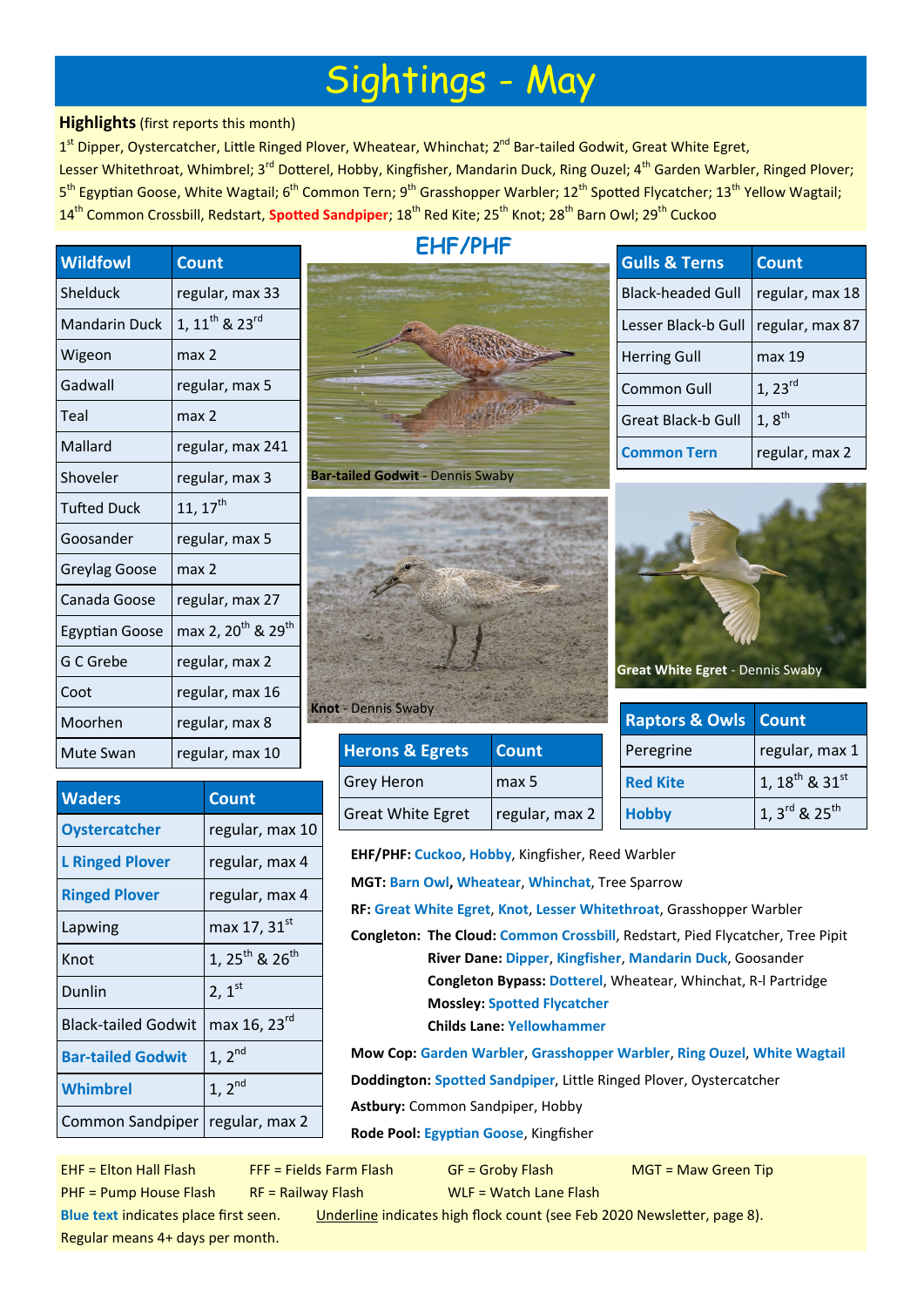# Sightings - May

**Highlights** (first reports this month)

1st Dipper, Oystercatcher, Little Ringed Plover, Wheatear, Whinchat; 2nd Bar-tailed Godwit, Great White Egret, Lesser Whitethroat, Whimbrel; 3rd Dotterel, Hobby, Kingfisher, Mandarin Duck, Ring Ouzel; 4th Garden Warbler, Ringed Plover; 5th Egyptian Goose, White Wagtail; 6th Common Tern; 9th Grasshopper Warbler; 12th Spotted Flycatcher; 13th Yellow Wagtail; 14th Common Crossbill, Redstart, **Spotted Sandpiper**; 18th Red Kite; 25th Knot; 28th Barn Owl; 29th Cuckoo

## EHF/PHF

| Wildfowl | Count |
|---|---|
| Shelduck | regular, max 33 |
| Mandarin Duck | 1, 11th & 23rd |
| Wigeon | max 2 |
| Gadwall | regular, max 5 |
| Teal | max 2 |
| Mallard | regular, max 241 |
| Shoveler | regular, max 3 |
| Tufted Duck | 11, 17th |
| Goosander | regular, max 5 |
| Greylag Goose | max 2 |
| Canada Goose | regular, max 27 |
| Egyptian Goose | max 2, 20th & 29th |
| G C Grebe | regular, max 2 |
| Coot | regular, max 16 |
| Moorhen | regular, max 8 |
| Mute Swan | regular, max 10 |

| Waders | Count |
|---|---|
| **Oystercatcher** | regular, max 10 |
| **L Ringed Plover** | regular, max 4 |
| **Ringed Plover** | regular, max 4 |
| Lapwing | max 17, 31st |
| Knot | 1, 25th & 26th |
| Dunlin | 2, 1st |
| Black-tailed Godwit | max 16, 23rd |
| **Bar-tailed Godwit** | 1, 2nd |
| **Whimbrel** | 1, 2nd |
| Common Sandpiper | regular, max 2 |

**Bar-tailed Godwit** - Dennis Swaby

**Knot** - Dennis Swaby

| Gulls & Terns | Count |
|---|---|
| Black-headed Gull | regular, max 18 |
| Lesser Black-b Gull | regular, max 87 |
| Herring Gull | max 19 |
| Common Gull | 1, 23rd |
| Great Black-b Gull | 1, 8th |
| **Common Tern** | regular, max 2 |

**Great White Egret** - Dennis Swaby

| Herons & Egrets | Count |
|---|---|
| Grey Heron | max 5 |
| Great White Egret | regular, max 2 |

| Raptors & Owls | Count |
|---|---|
| Peregrine | regular, max 1 |
| **Red Kite** | 1, 18th & 31st |
| **Hobby** | 1, 3rd & 25th |

**EHF/PHF:** **Cuckoo**, **Hobby**, Kingfisher, Reed Warbler

**MGT:** **Barn Owl**, **Wheatear**, **Whinchat**, Tree Sparrow

**RF:** **Great White Egret**, **Knot**, **Lesser Whitethroat**, Grasshopper Warbler

**Congleton:** **The Cloud:** **Common Crossbill**, Redstart, Pied Flycatcher, Tree Pipit
**River Dane:** **Dipper**, **Kingfisher**, **Mandarin Duck**, Goosander
**Congleton Bypass:** **Dotterel**, Wheatear, Whinchat, R-l Partridge
**Mossley:** **Spotted Flycatcher**
**Childs Lane:** **Yellowhammer**

**Mow Cop:** **Garden Warbler**, **Grasshopper Warbler**, **Ring Ouzel**, **White Wagtail**

**Doddington:** **Spotted Sandpiper**, Little Ringed Plover, Oystercatcher

**Astbury:** Common Sandpiper, Hobby

**Rode Pool:** **Egyptian Goose**, Kingfisher

EHF = Elton Hall Flash  FFF = Fields Farm Flash  GF = Groby Flash  MGT = Maw Green Tip
PHF = Pump House Flash  RF = Railway Flash  WLF = Watch Lane Flash

**Blue text** indicates place first seen. Underline indicates high flock count (see Feb 2020 Newsletter, page 8).

Regular means 4+ days per month.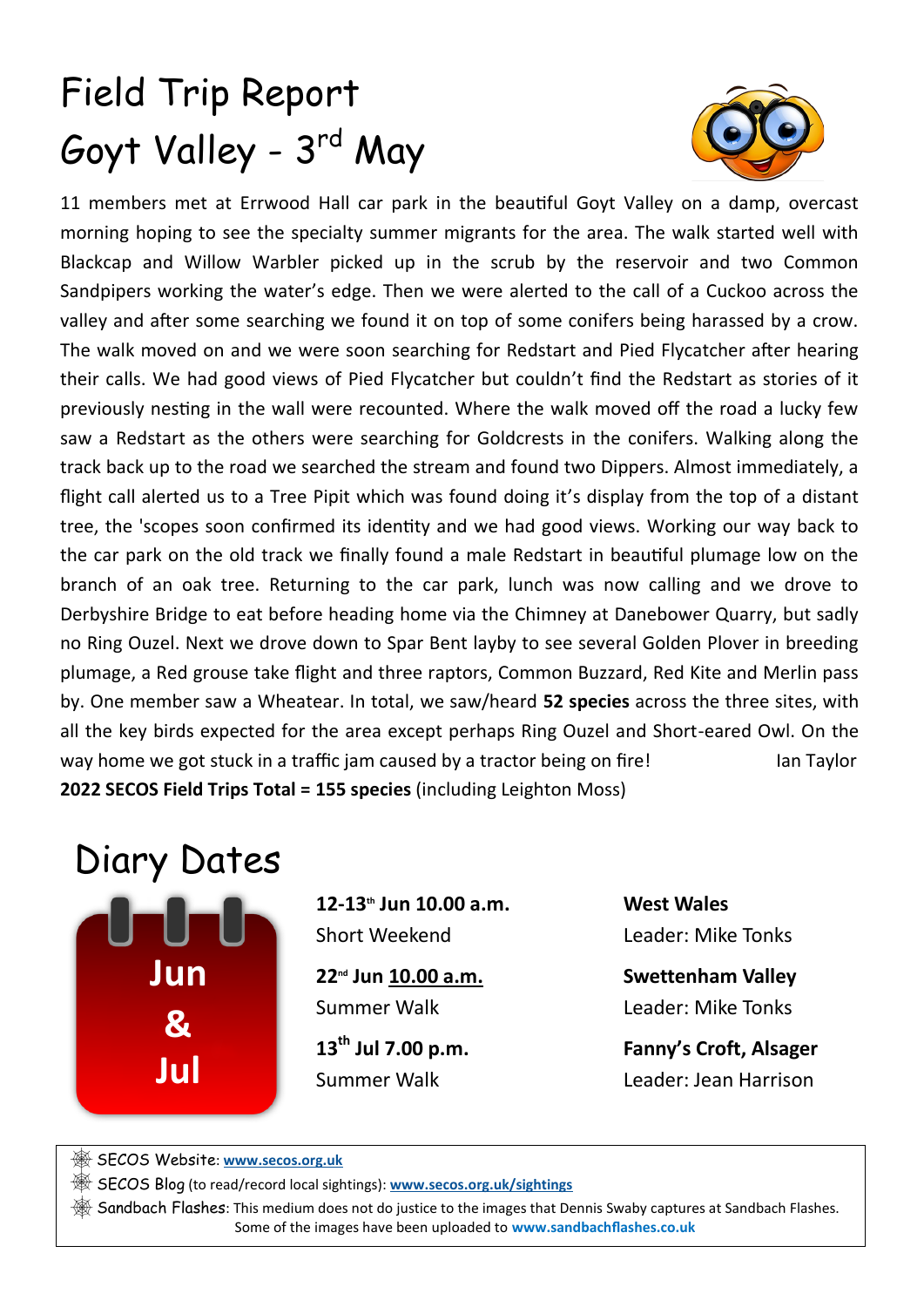# Field Trip Report
# Goyt Valley - 3rd May

11 members met at Errwood Hall car park in the beautiful Goyt Valley on a damp, overcast morning hoping to see the specialty summer migrants for the area. The walk started well with Blackcap and Willow Warbler picked up in the scrub by the reservoir and two Common Sandpipers working the water's edge. Then we were alerted to the call of a Cuckoo across the valley and after some searching we found it on top of some conifers being harassed by a crow. The walk moved on and we were soon searching for Redstart and Pied Flycatcher after hearing their calls. We had good views of Pied Flycatcher but couldn't find the Redstart as stories of it previously nesting in the wall were recounted. Where the walk moved off the road a lucky few saw a Redstart as the others were searching for Goldcrests in the conifers. Walking along the track back up to the road we searched the stream and found two Dippers. Almost immediately, a flight call alerted us to a Tree Pipit which was found doing it's display from the top of a distant tree, the 'scopes soon confirmed its identity and we had good views. Working our way back to the car park on the old track we finally found a male Redstart in beautiful plumage low on the branch of an oak tree. Returning to the car park, lunch was now calling and we drove to Derbyshire Bridge to eat before heading home via the Chimney at Danebower Quarry, but sadly no Ring Ouzel. Next we drove down to Spar Bent layby to see several Golden Plover in breeding plumage, a Red grouse take flight and three raptors, Common Buzzard, Red Kite and Merlin pass by. One member saw a Wheatear. In total, we saw/heard **52 species** across the three sites, with all the key birds expected for the area except perhaps Ring Ouzel and Short-eared Owl. On the way home we got stuck in a traffic jam caused by a tractor being on fire!

Ian Taylor

**2022 SECOS Field Trips Total = 155 species** (including Leighton Moss)

# Diary Dates

Jun & Jul

**12-13th Jun 10.00 a.m.**
Short Weekend
**West Wales**
Leader: Mike Tonks

**22nd Jun 10.00 a.m.**
Summer Walk
**Swettenham Valley**
Leader: Mike Tonks

**13th Jul 7.00 p.m.**
Summer Walk
**Fanny's Croft, Alsager**
Leader: Jean Harrison

- SECOS Website: **www.secos.org.uk**
- SECOS Blog (to read/record local sightings): **www.secos.org.uk/sightings**
- Sandbach Flashes: This medium does not do justice to the images that Dennis Swaby captures at Sandbach Flashes. Some of the images have been uploaded to **www.sandbachflashes.co.uk**